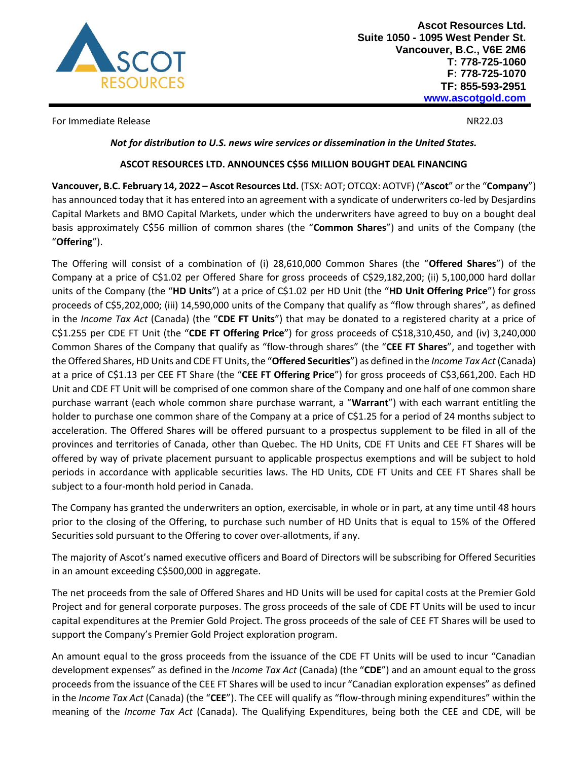Ascot Resources Ltd.
Suite 1050 - 1095 West Pender St.
Vancouver, B.C., V6E 2M6
T: 778-725-1060
F: 778-725-1070
TF: 855-593-2951
www.ascotgold.com

For Immediate Release NR22.03

***Not for distribution to U.S. news wire services or dissemination in the United States.***

**ASCOT RESOURCES LTD. ANNOUNCES C$56 MILLION BOUGHT DEAL FINANCING**

**Vancouver, B.C. February 14, 2022 – Ascot Resources Ltd.** (TSX: AOT; OTCQX: AOTVF) ("**Ascot**" or the "**Company**") has announced today that it has entered into an agreement with a syndicate of underwriters co-led by Desjardins Capital Markets and BMO Capital Markets, under which the underwriters have agreed to buy on a bought deal basis approximately C$56 million of common shares (the "**Common Shares**") and units of the Company (the "**Offering**").

The Offering will consist of a combination of (i) 28,610,000 Common Shares (the "**Offered Shares**") of the Company at a price of C$1.02 per Offered Share for gross proceeds of C$29,182,200; (ii) 5,100,000 hard dollar units of the Company (the "**HD Units**") at a price of C$1.02 per HD Unit (the "**HD Unit Offering Price**") for gross proceeds of C$5,202,000; (iii) 14,590,000 units of the Company that qualify as "flow through shares", as defined in the *Income Tax Act* (Canada) (the "**CDE FT Units**") that may be donated to a registered charity at a price of C$1.255 per CDE FT Unit (the "**CDE FT Offering Price**") for gross proceeds of C$18,310,450, and (iv) 3,240,000 Common Shares of the Company that qualify as "flow-through shares" (the "**CEE FT Shares**", and together with the Offered Shares, HD Units and CDE FT Units, the "**Offered Securities**") as defined in the *Income Tax Act* (Canada) at a price of C$1.13 per CEE FT Share (the "**CEE FT Offering Price**") for gross proceeds of C$3,661,200. Each HD Unit and CDE FT Unit will be comprised of one common share of the Company and one half of one common share purchase warrant (each whole common share purchase warrant, a "**Warrant**") with each warrant entitling the holder to purchase one common share of the Company at a price of C$1.25 for a period of 24 months subject to acceleration. The Offered Shares will be offered pursuant to a prospectus supplement to be filed in all of the provinces and territories of Canada, other than Quebec. The HD Units, CDE FT Units and CEE FT Shares will be offered by way of private placement pursuant to applicable prospectus exemptions and will be subject to hold periods in accordance with applicable securities laws. The HD Units, CDE FT Units and CEE FT Shares shall be subject to a four-month hold period in Canada.

The Company has granted the underwriters an option, exercisable, in whole or in part, at any time until 48 hours prior to the closing of the Offering, to purchase such number of HD Units that is equal to 15% of the Offered Securities sold pursuant to the Offering to cover over-allotments, if any.

The majority of Ascot's named executive officers and Board of Directors will be subscribing for Offered Securities in an amount exceeding C$500,000 in aggregate.

The net proceeds from the sale of Offered Shares and HD Units will be used for capital costs at the Premier Gold Project and for general corporate purposes. The gross proceeds of the sale of CDE FT Units will be used to incur capital expenditures at the Premier Gold Project. The gross proceeds of the sale of CEE FT Shares will be used to support the Company's Premier Gold Project exploration program.

An amount equal to the gross proceeds from the issuance of the CDE FT Units will be used to incur "Canadian development expenses" as defined in the *Income Tax Act* (Canada) (the "**CDE**") and an amount equal to the gross proceeds from the issuance of the CEE FT Shares will be used to incur "Canadian exploration expenses" as defined in the *Income Tax Act* (Canada) (the "**CEE**"). The CEE will qualify as "flow-through mining expenditures" within the meaning of the *Income Tax Act* (Canada). The Qualifying Expenditures, being both the CEE and CDE, will be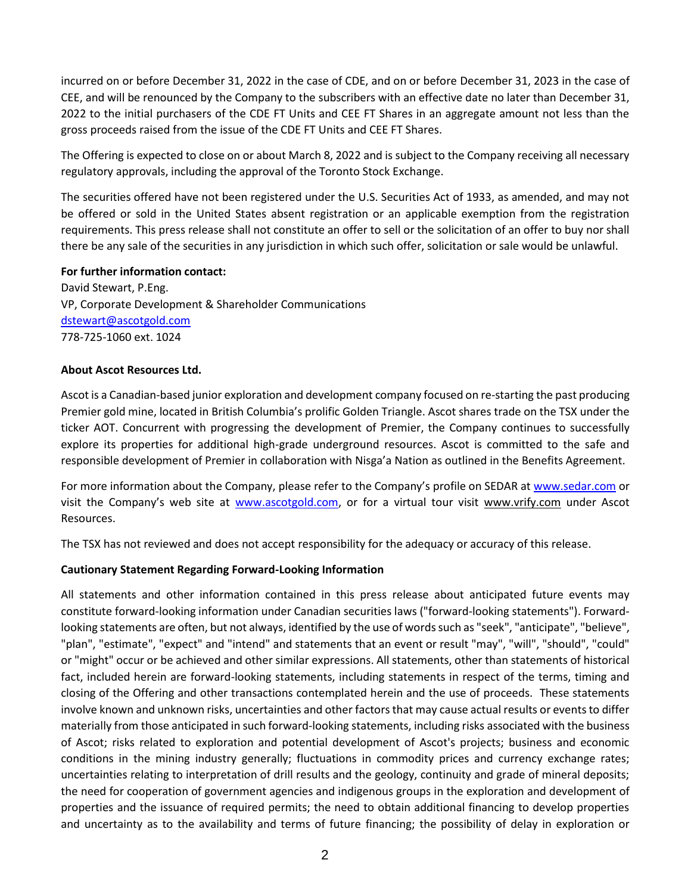incurred on or before December 31, 2022 in the case of CDE, and on or before December 31, 2023 in the case of CEE, and will be renounced by the Company to the subscribers with an effective date no later than December 31, 2022 to the initial purchasers of the CDE FT Units and CEE FT Shares in an aggregate amount not less than the gross proceeds raised from the issue of the CDE FT Units and CEE FT Shares.

The Offering is expected to close on or about March 8, 2022 and is subject to the Company receiving all necessary regulatory approvals, including the approval of the Toronto Stock Exchange.

The securities offered have not been registered under the U.S. Securities Act of 1933, as amended, and may not be offered or sold in the United States absent registration or an applicable exemption from the registration requirements. This press release shall not constitute an offer to sell or the solicitation of an offer to buy nor shall there be any sale of the securities in any jurisdiction in which such offer, solicitation or sale would be unlawful.

**For further information contact:**
David Stewart, P.Eng.
VP, Corporate Development & Shareholder Communications
dstewart@ascotgold.com
778-725-1060 ext. 1024

**About Ascot Resources Ltd.**

Ascot is a Canadian-based junior exploration and development company focused on re-starting the past producing Premier gold mine, located in British Columbia's prolific Golden Triangle. Ascot shares trade on the TSX under the ticker AOT. Concurrent with progressing the development of Premier, the Company continues to successfully explore its properties for additional high-grade underground resources. Ascot is committed to the safe and responsible development of Premier in collaboration with Nisga'a Nation as outlined in the Benefits Agreement.

For more information about the Company, please refer to the Company's profile on SEDAR at www.sedar.com or visit the Company's web site at www.ascotgold.com, or for a virtual tour visit www.vrify.com under Ascot Resources.

The TSX has not reviewed and does not accept responsibility for the adequacy or accuracy of this release.

**Cautionary Statement Regarding Forward-Looking Information**

All statements and other information contained in this press release about anticipated future events may constitute forward-looking information under Canadian securities laws ("forward-looking statements"). Forward-looking statements are often, but not always, identified by the use of words such as "seek", "anticipate", "believe", "plan", "estimate", "expect" and "intend" and statements that an event or result "may", "will", "should", "could" or "might" occur or be achieved and other similar expressions. All statements, other than statements of historical fact, included herein are forward-looking statements, including statements in respect of the terms, timing and closing of the Offering and other transactions contemplated herein and the use of proceeds. These statements involve known and unknown risks, uncertainties and other factors that may cause actual results or events to differ materially from those anticipated in such forward-looking statements, including risks associated with the business of Ascot; risks related to exploration and potential development of Ascot's projects; business and economic conditions in the mining industry generally; fluctuations in commodity prices and currency exchange rates; uncertainties relating to interpretation of drill results and the geology, continuity and grade of mineral deposits; the need for cooperation of government agencies and indigenous groups in the exploration and development of properties and the issuance of required permits; the need to obtain additional financing to develop properties and uncertainty as to the availability and terms of future financing; the possibility of delay in exploration or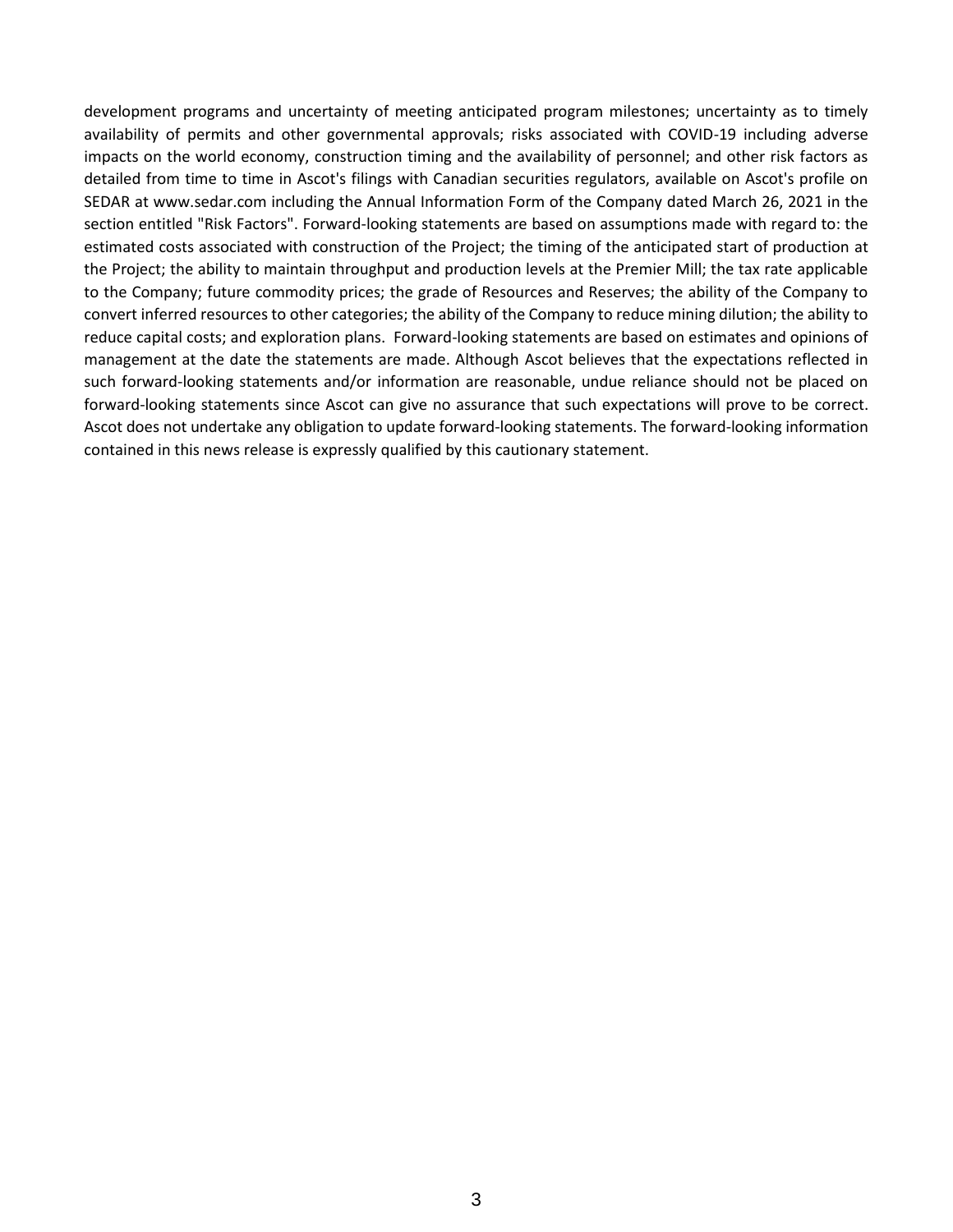development programs and uncertainty of meeting anticipated program milestones; uncertainty as to timely availability of permits and other governmental approvals; risks associated with COVID-19 including adverse impacts on the world economy, construction timing and the availability of personnel; and other risk factors as detailed from time to time in Ascot's filings with Canadian securities regulators, available on Ascot's profile on SEDAR at www.sedar.com including the Annual Information Form of the Company dated March 26, 2021 in the section entitled "Risk Factors". Forward-looking statements are based on assumptions made with regard to: the estimated costs associated with construction of the Project; the timing of the anticipated start of production at the Project; the ability to maintain throughput and production levels at the Premier Mill; the tax rate applicable to the Company; future commodity prices; the grade of Resources and Reserves; the ability of the Company to convert inferred resources to other categories; the ability of the Company to reduce mining dilution; the ability to reduce capital costs; and exploration plans. Forward-looking statements are based on estimates and opinions of management at the date the statements are made. Although Ascot believes that the expectations reflected in such forward-looking statements and/or information are reasonable, undue reliance should not be placed on forward-looking statements since Ascot can give no assurance that such expectations will prove to be correct. Ascot does not undertake any obligation to update forward-looking statements. The forward-looking information contained in this news release is expressly qualified by this cautionary statement.